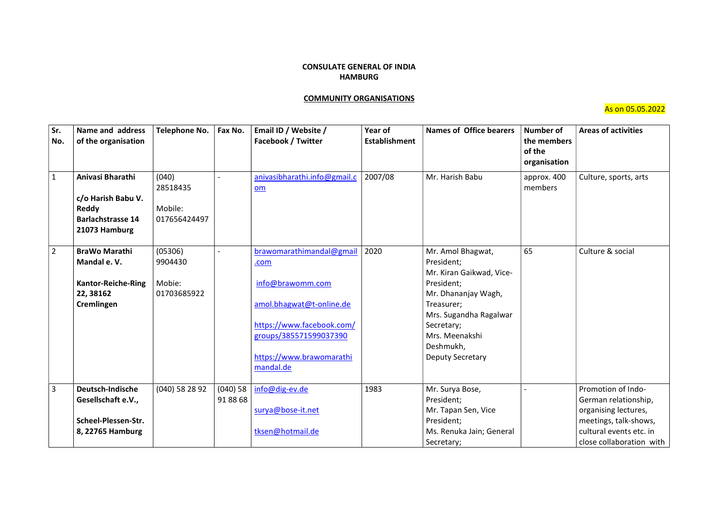**CONSULATE GENERAL OF INDIA**
**HAMBURG**

**COMMUNITY ORGANISATIONS**

As on 05.05.2022

| Sr. No. | Name and address of the organisation | Telephone No. | Fax No. | Email ID / Website / Facebook / Twitter | Year of Establishment | Names of Office bearers | Number of the members of the organisation | Areas of activities |
|---|---|---|---|---|---|---|---|---|
| 1 | **Anivasi Bharathi**<br><br>**c/o Harish Babu V. Reddy**<br>**Barlachstrasse 14**<br>**21073 Hamburg** | (040) 28518435<br><br>Mobile: 017656424497 | - | anivasibharathi.info@gmail.com | 2007/08 | Mr. Harish Babu | approx. 400 members | Culture, sports, arts |
| 2 | **BraWo Marathi Mandal e. V.**<br><br>**Kantor-Reiche-Ring 22, 38162 Cremlingen** | (05306) 9904430<br><br>Mobie: 01703685922 | - | brawomarathimandal@gmail.com<br><br>info@brawomm.com<br><br>amol.bhagwat@t-online.de<br><br>https://www.facebook.com/groups/385571599037390<br><br>https://www.brawomarathimandal.de | 2020 | Mr. Amol Bhagwat, President;<br>Mr. Kiran Gaikwad, Vice-President;<br>Mr. Dhananjay Wagh, Treasurer;<br>Mrs. Sugandha Ragalwar Secretary;<br>Mrs. Meenakshi Deshmukh, Deputy Secretary | 65 | Culture & social |
| 3 | **Deutsch-Indische Gesellschaft e.V.,**<br><br>**Scheel-Plessen-Str. 8, 22765 Hamburg** | (040) 58 28 92 | (040) 58 91 88 68 | info@dig-ev.de<br><br>surya@bose-it.net<br><br>tksen@hotmail.de | 1983 | Mr. Surya Bose, President;<br>Mr. Tapan Sen, Vice President;<br>Ms. Renuka Jain; General Secretary; | - | Promotion of Indo-German relationship, organising lectures, meetings, talk-shows, cultural events etc. in close collaboration with |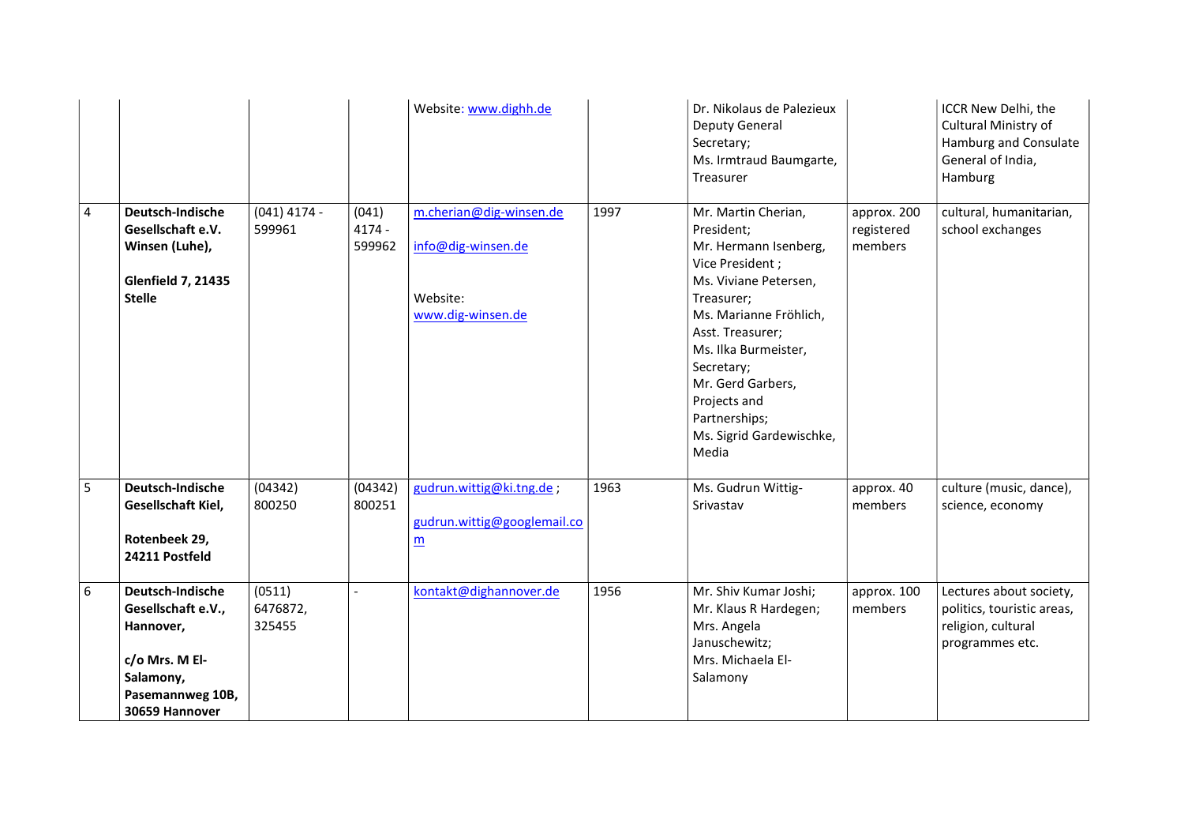| | | | | | | | | |
|---|---|---|---|---|---|---|---|---|
| | | | | Website: www.dighh.de | | Dr. Nikolaus de Palezieux Deputy General Secretary; Ms. Irmtraud Baumgarte, Treasurer | | ICCR New Delhi, the Cultural Ministry of Hamburg and Consulate General of India, Hamburg |
| 4 | **Deutsch-Indische Gesellschaft e.V. Winsen (Luhe),**<br><br>**Glenfield 7, 21435 Stelle** | (041) 4174 - 599961 | (041) 4174 - 599962 | m.cherian@dig-winsen.de<br><br>info@dig-winsen.de<br><br>Website: www.dig-winsen.de | 1997 | Mr. Martin Cherian, President; Mr. Hermann Isenberg, Vice President ; Ms. Viviane Petersen, Treasurer; Ms. Marianne Fröhlich, Asst. Treasurer; Ms. Ilka Burmeister, Secretary; Mr. Gerd Garbers, Projects and Partnerships; Ms. Sigrid Gardewischke, Media | approx. 200 registered members | cultural, humanitarian, school exchanges |
| 5 | **Deutsch-Indische Gesellschaft Kiel,**<br><br>**Rotenbeek 29, 24211 Postfeld** | (04342) 800250 | (04342) 800251 | gudrun.wittig@ki.tng.de ;<br><br>gudrun.wittig@googlemail.com | 1963 | Ms. Gudrun Wittig-Srivastav | approx. 40 members | culture (music, dance), science, economy |
| 6 | **Deutsch-Indische Gesellschaft e.V., Hannover,**<br><br>**c/o Mrs. M El-Salamony, Pasemannweg 10B, 30659 Hannover** | (0511) 6476872, 325455 | - | kontakt@dighannover.de | 1956 | Mr. Shiv Kumar Joshi; Mr. Klaus R Hardegen; Mrs. Angela Januschewitz; Mrs. Michaela El-Salamony | approx. 100 members | Lectures about society, politics, touristic areas, religion, cultural programmes etc. |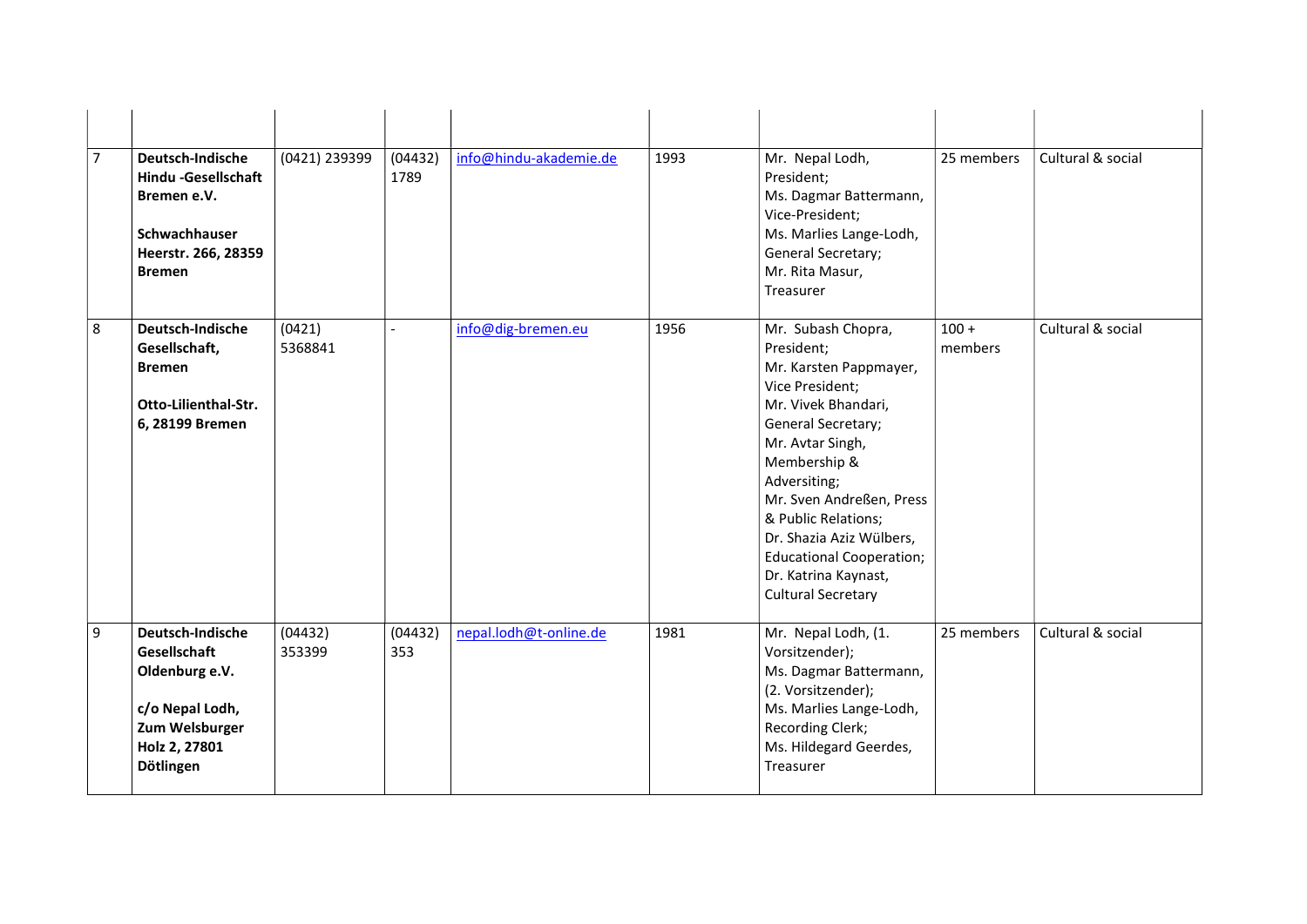| | | | | | | | | |
|---|---|---|---|---|---|---|---|---|
| 7 | **Deutsch-Indische Hindu -Gesellschaft Bremen e.V.**<br><br>**Schwachhauser Heerstr. 266, 28359 Bremen** | (0421) 239399 | (04432) 1789 | info@hindu-akademie.de | 1993 | Mr. Nepal Lodh, President;<br>Ms. Dagmar Battermann, Vice-President;<br>Ms. Marlies Lange-Lodh, General Secretary;<br>Mr. Rita Masur, Treasurer | 25 members | Cultural & social |
| 8 | **Deutsch-Indische Gesellschaft, Bremen**<br><br>**Otto-Lilienthal-Str. 6, 28199 Bremen** | (0421) 5368841 | - | info@dig-bremen.eu | 1956 | Mr. Subash Chopra, President;<br>Mr. Karsten Pappmayer, Vice President;<br>Mr. Vivek Bhandari, General Secretary;<br>Mr. Avtar Singh, Membership & Adversiting;<br>Mr. Sven Andreßen, Press & Public Relations;<br>Dr. Shazia Aziz Wülbers, Educational Cooperation;<br>Dr. Katrina Kaynast, Cultural Secretary | 100 + members | Cultural & social |
| 9 | **Deutsch-Indische Gesellschaft Oldenburg e.V.**<br><br>**c/o Nepal Lodh, Zum Welsburger Holz 2, 27801 Dötlingen** | (04432) 353399 | (04432) 353 | nepal.lodh@t-online.de | 1981 | Mr. Nepal Lodh, (1. Vorsitzender);<br>Ms. Dagmar Battermann, (2. Vorsitzender);<br>Ms. Marlies Lange-Lodh, Recording Clerk;<br>Ms. Hildegard Geerdes, Treasurer | 25 members | Cultural & social |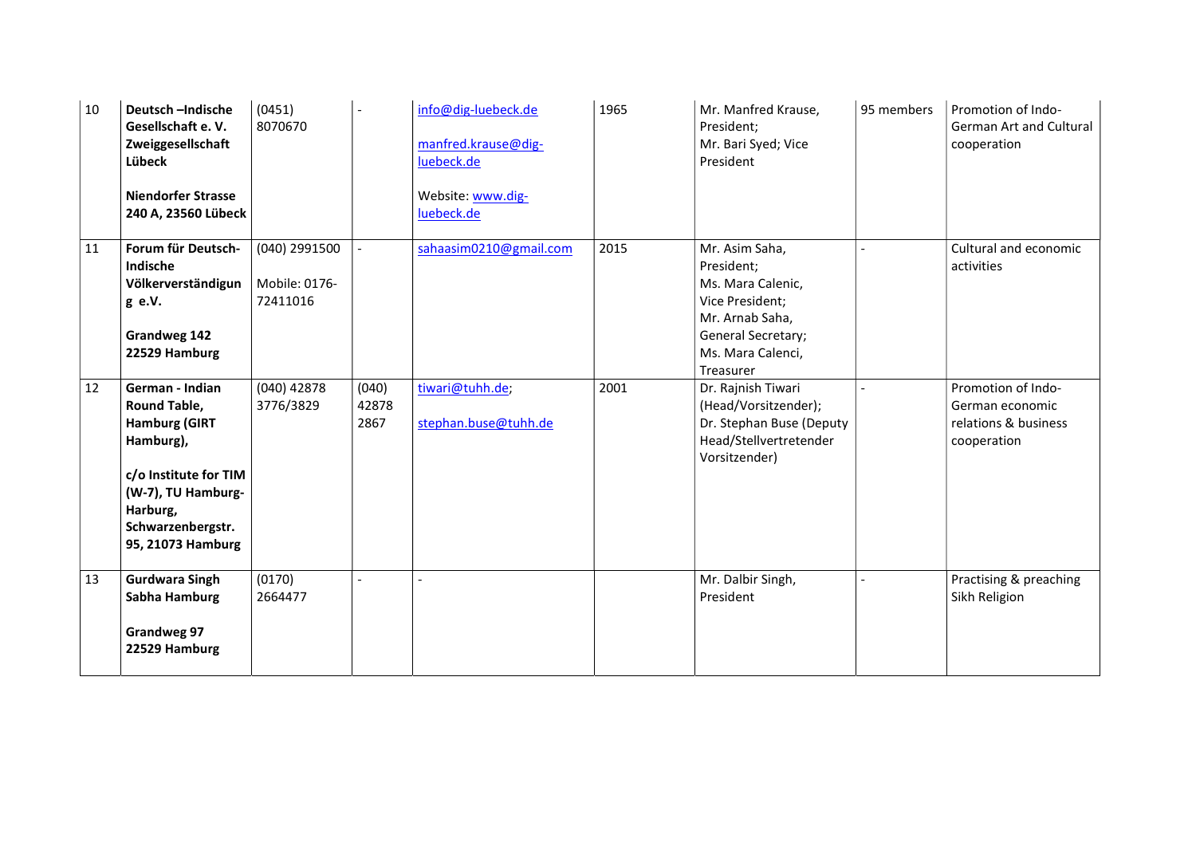| 10 | **Deutsch –Indische Gesellschaft e. V. Zweiggesellschaft Lübeck**<br><br>**Niendorfer Strasse 240 A, 23560 Lübeck** | (0451) 8070670 | - | info@dig-luebeck.de<br><br>manfred.krause@dig-luebeck.de<br><br>Website: www.dig-luebeck.de | 1965 | Mr. Manfred Krause, President;<br>Mr. Bari Syed; Vice President | 95 members | Promotion of Indo-German Art and Cultural cooperation |
|---|---|---|---|---|---|---|---|---|
| 11 | **Forum für Deutsch-Indische Völkerverständigung e.V.**<br><br>**Grandweg 142 22529 Hamburg** | (040) 2991500<br><br>Mobile: 0176-72411016 | - | sahaasim0210@gmail.com | 2015 | Mr. Asim Saha, President;<br>Ms. Mara Calenic, Vice President;<br>Mr. Arnab Saha, General Secretary;<br>Ms. Mara Calenci, Treasurer | - | Cultural and economic activities |
| 12 | **German - Indian Round Table, Hamburg (GIRT Hamburg),**<br><br>**c/o Institute for TIM (W-7), TU Hamburg-Harburg, Schwarzenbergstr. 95, 21073 Hamburg** | (040) 42878 3776/3829 | (040) 42878 2867 | tiwari@tuhh.de;<br><br>stephan.buse@tuhh.de | 2001 | Dr. Rajnish Tiwari (Head/Vorsitzender);<br>Dr. Stephan Buse (Deputy Head/Stellvertretender Vorsitzender) | - | Promotion of Indo-German economic relations & business cooperation |
| 13 | **Gurdwara Singh Sabha Hamburg**<br><br>**Grandweg 97 22529 Hamburg** | (0170) 2664477 | - | - | | Mr. Dalbir Singh, President | - | Practising & preaching Sikh Religion |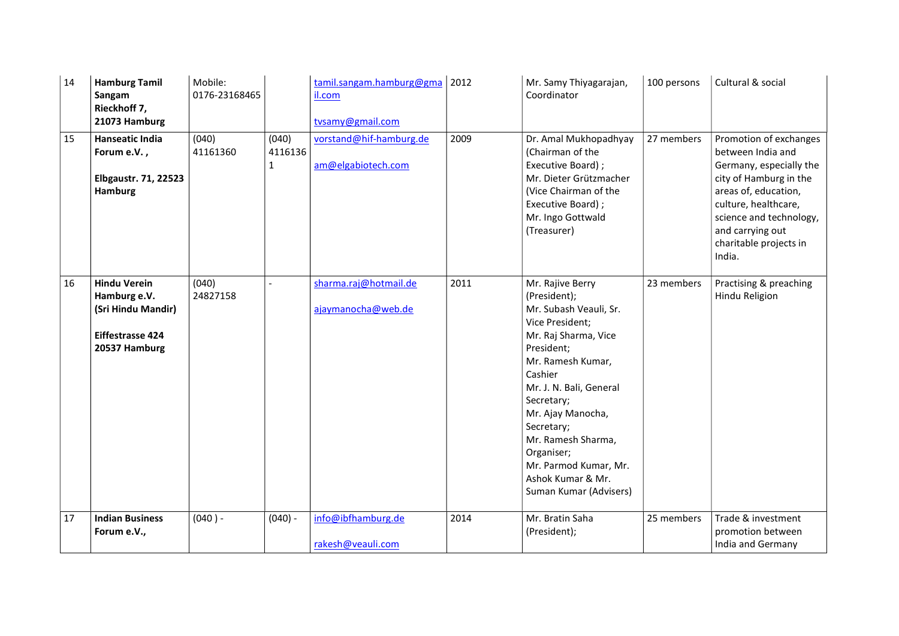| 14 | **Hamburg Tamil Sangam Rieckhoff 7, 21073 Hamburg** | Mobile: 0176-23168465 | | tamil.sangam.hamburg@gmail.com<br><br>tvsamy@gmail.com | 2012 | Mr. Samy Thiyagarajan, Coordinator | 100 persons | Cultural & social |
|---|---|---|---|---|---|---|---|---|
| 15 | **Hanseatic India Forum e.V. ,**<br><br>**Elbgaustr. 71, 22523 Hamburg** | (040) 41161360 | (040) 41161361 | vorstand@hif-hamburg.de<br><br>am@elgabiotech.com | 2009 | Dr. Amal Mukhopadhyay (Chairman of the Executive Board) ; Mr. Dieter Grützmacher (Vice Chairman of the Executive Board) ; Mr. Ingo Gottwald (Treasurer) | 27 members | Promotion of exchanges between India and Germany, especially the city of Hamburg in the areas of, education, culture, healthcare, science and technology, and carrying out charitable projects in India. |
| 16 | **Hindu Verein Hamburg e.V. (Sri Hindu Mandir)**<br><br>**Eiffestrasse 424 20537 Hamburg** | (040) 24827158 | - | sharma.raj@hotmail.de<br><br>ajaymanocha@web.de | 2011 | Mr. Rajive Berry (President); Mr. Subash Veauli, Sr. Vice President; Mr. Raj Sharma, Vice President; Mr. Ramesh Kumar, Cashier Mr. J. N. Bali, General Secretary; Mr. Ajay Manocha, Secretary; Mr. Ramesh Sharma, Organiser; Mr. Parmod Kumar, Mr. Ashok Kumar & Mr. Suman Kumar (Advisers) | 23 members | Practising & preaching Hindu Religion |
| 17 | **Indian Business Forum e.V.,** | (040 ) - | (040) - | info@ibfhamburg.de<br><br>rakesh@veauli.com | 2014 | Mr. Bratin Saha (President); | 25 members | Trade & investment promotion between India and Germany |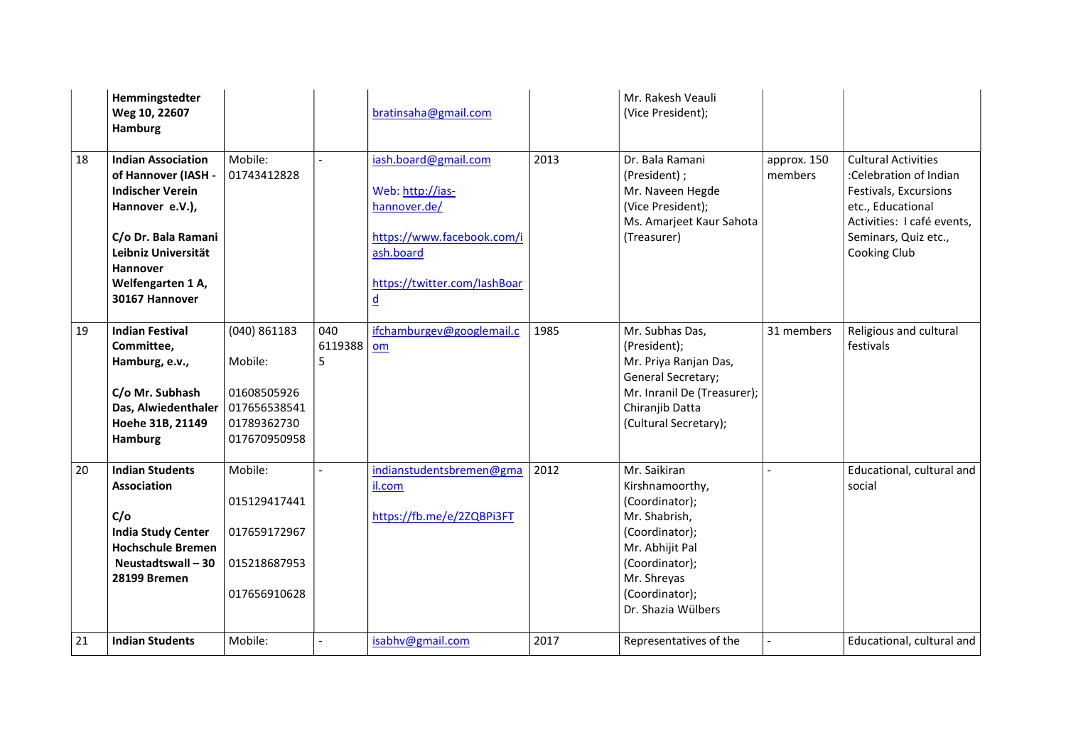| | | | | | | | | |
|---|---|---|---|---|---|---|---|---|
| | **Hemmingstedter Weg 10, 22607 Hamburg** | | | bratinsaha@gmail.com | | Mr. Rakesh Veauli (Vice President); | | |
| 18 | **Indian Association of Hannover (IASH - Indischer Verein Hannover e.V.),**<br><br>**C/o Dr. Bala Ramani Leibniz Universität Hannover Welfengarten 1 A, 30167 Hannover** | Mobile: 01743412828 | - | iash.board@gmail.com<br><br>Web: http://ias-hannover.de/<br><br>https://www.facebook.com/iash.board<br><br>https://twitter.com/IashBoard | 2013 | Dr. Bala Ramani (President) ;<br>Mr. Naveen Hegde (Vice President);<br>Ms. Amarjeet Kaur Sahota (Treasurer) | approx. 150 members | Cultural Activities :Celebration of Indian Festivals, Excursions etc., Educational Activities: I café events, Seminars, Quiz etc., Cooking Club |
| 19 | **Indian Festival Committee, Hamburg, e.v.,**<br><br>**C/o Mr. Subhash Das, Alwiedenthaler Hoehe 31B, 21149 Hamburg** | (040) 861183<br><br>Mobile:<br><br>01608505926<br>017656538541<br>01789362730<br>017670950958 | 040 61193885 | ifchamburgev@googlemail.com | 1985 | Mr. Subhas Das, (President);<br>Mr. Priya Ranjan Das, General Secretary;<br>Mr. Inranil De (Treasurer);<br>Chiranjib Datta (Cultural Secretary); | 31 members | Religious and cultural festivals |
| 20 | **Indian Students Association**<br><br>**C/o India Study Center Hochschule Bremen Neustadtswall – 30 28199 Bremen** | Mobile:<br><br>015129417441<br><br>017659172967<br><br>015218687953<br><br>017656910628 | - | indianstudentsbremen@gmail.com<br><br>https://fb.me/e/2ZQBPi3FT | 2012 | Mr. Saikiran Kirshnamoorthy, (Coordinator);<br>Mr. Shabrish, (Coordinator);<br>Mr. Abhijit Pal (Coordinator);<br>Mr. Shreyas (Coordinator);<br>Dr. Shazia Wülbers | - | Educational, cultural and social |
| 21 | **Indian Students** | Mobile: | - | isabhv@gmail.com | 2017 | Representatives of the | - | Educational, cultural and |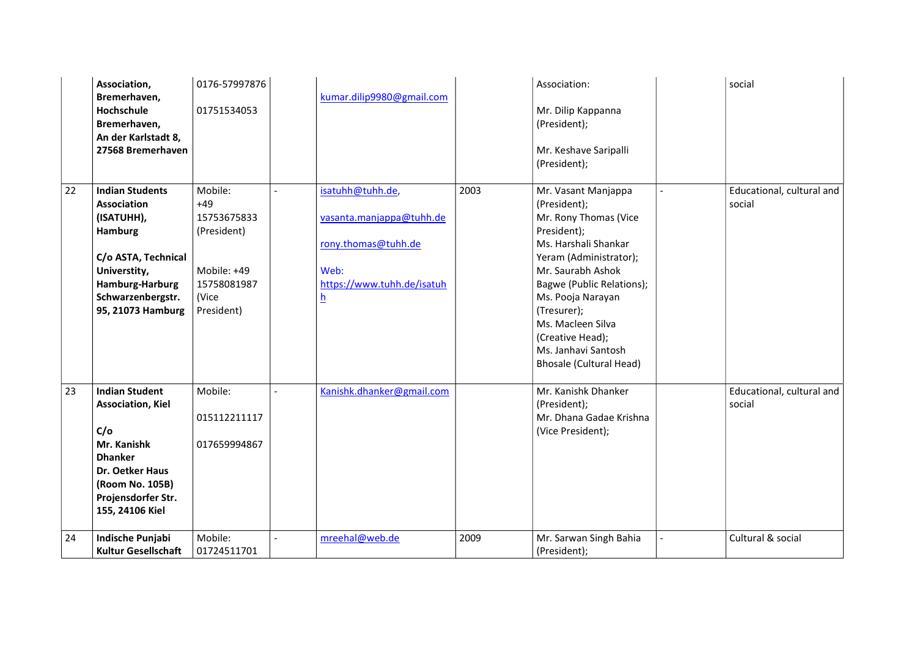| | | | | | | | | |
|---|---|---|---|---|---|---|---|---|
| | **Association, Bremerhaven, Hochschule Bremerhaven, An der Karlstadt 8, 27568 Bremerhaven** | 0176-57997876<br><br>01751534053 | | kumar.dilip9980@gmail.com | | Association:<br><br>Mr. Dilip Kappanna (President);<br><br>Mr. Keshave Saripalli (President); | | social |
| 22 | **Indian Students Association (ISATUHH), Hamburg**<br><br>**C/o ASTA, Technical Universtity, Hamburg-Harburg Schwarzenbergstr. 95, 21073 Hamburg** | Mobile: +49 15753675833 (President)<br><br>Mobile: +49 15758081987 (Vice President) | - | isatuhh@tuhh.de,<br><br>vasanta.manjappa@tuhh.de<br><br>rony.thomas@tuhh.de<br><br>Web: https://www.tuhh.de/isatuh h | 2003 | Mr. Vasant Manjappa (President);<br>Mr. Rony Thomas (Vice President);<br>Ms. Harshali Shankar Yeram (Administrator);<br>Mr. Saurabh Ashok Bagwe (Public Relations);<br>Ms. Pooja Narayan (Tresurer);<br>Ms. Macleen Silva (Creative Head);<br>Ms. Janhavi Santosh Bhosale (Cultural Head) | - | Educational, cultural and social |
| 23 | **Indian Student Association, Kiel**<br><br>**C/o Mr. Kanishk Dhanker Dr. Oetker Haus (Room No. 105B) Projensdorfer Str. 155, 24106 Kiel** | Mobile:<br><br>015112211117<br><br>017659994867 | - | Kanishk.dhanker@gmail.com | | Mr. Kanishk Dhanker (President);<br>Mr. Dhana Gadae Krishna (Vice President); | | Educational, cultural and social |
| 24 | **Indische Punjabi Kultur Gesellschaft** | Mobile: 01724511701 | - | mreehal@web.de | 2009 | Mr. Sarwan Singh Bahia (President); | - | Cultural & social |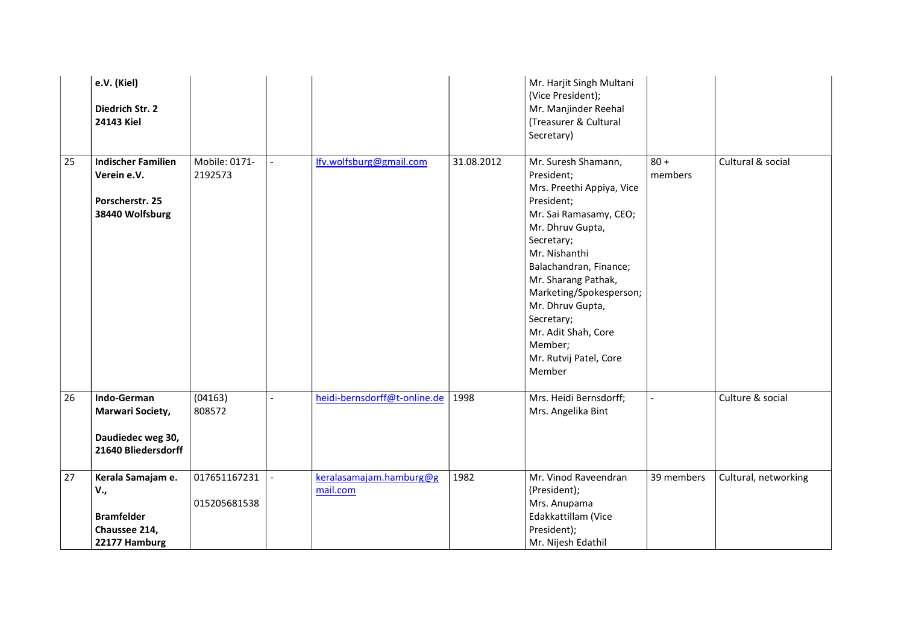| | | | | | | | | |
|---|---|---|---|---|---|---|---|---|
| | **e.V. (Kiel)**<br><br>**Diedrich Str. 2**<br>**24143 Kiel** | | | | | Mr. Harjit Singh Multani (Vice President);<br>Mr. Manjinder Reehal (Treasurer & Cultural Secretary) | | |
| 25 | **Indischer Familien Verein e.V.**<br><br>**Porscherstr. 25**<br>**38440 Wolfsburg** | Mobile: 0171-2192573 | - | Ifv.wolfsburg@gmail.com | 31.08.2012 | Mr. Suresh Shamann, President;<br>Mrs. Preethi Appiya, Vice President;<br>Mr. Sai Ramasamy, CEO;<br>Mr. Dhruv Gupta, Secretary;<br>Mr. Nishanthi Balachandran, Finance;<br>Mr. Sharang Pathak, Marketing/Spokesperson;<br>Mr. Dhruv Gupta, Secretary;<br>Mr. Adit Shah, Core Member;<br>Mr. Rutvij Patel, Core Member | 80 + members | Cultural & social |
| 26 | **Indo-German Marwari Society,**<br><br>**Daudiedec weg 30,**<br>**21640 Bliedersdorff** | (04163) 808572 | - | heidi-bernsdorff@t-online.de | 1998 | Mrs. Heidi Bernsdorff;<br>Mrs. Angelika Bint | - | Culture & social |
| 27 | **Kerala Samajam e. V.,**<br><br>**Bramfelder Chaussee 214,**<br>**22177 Hamburg** | 017651167231<br><br>015205681538 | - | keralasamajam.hamburg@gmail.com | 1982 | Mr. Vinod Raveendran (President);<br>Mrs. Anupama Edakkattillam (Vice President);<br>Mr. Nijesh Edathil | 39 members | Cultural, networking |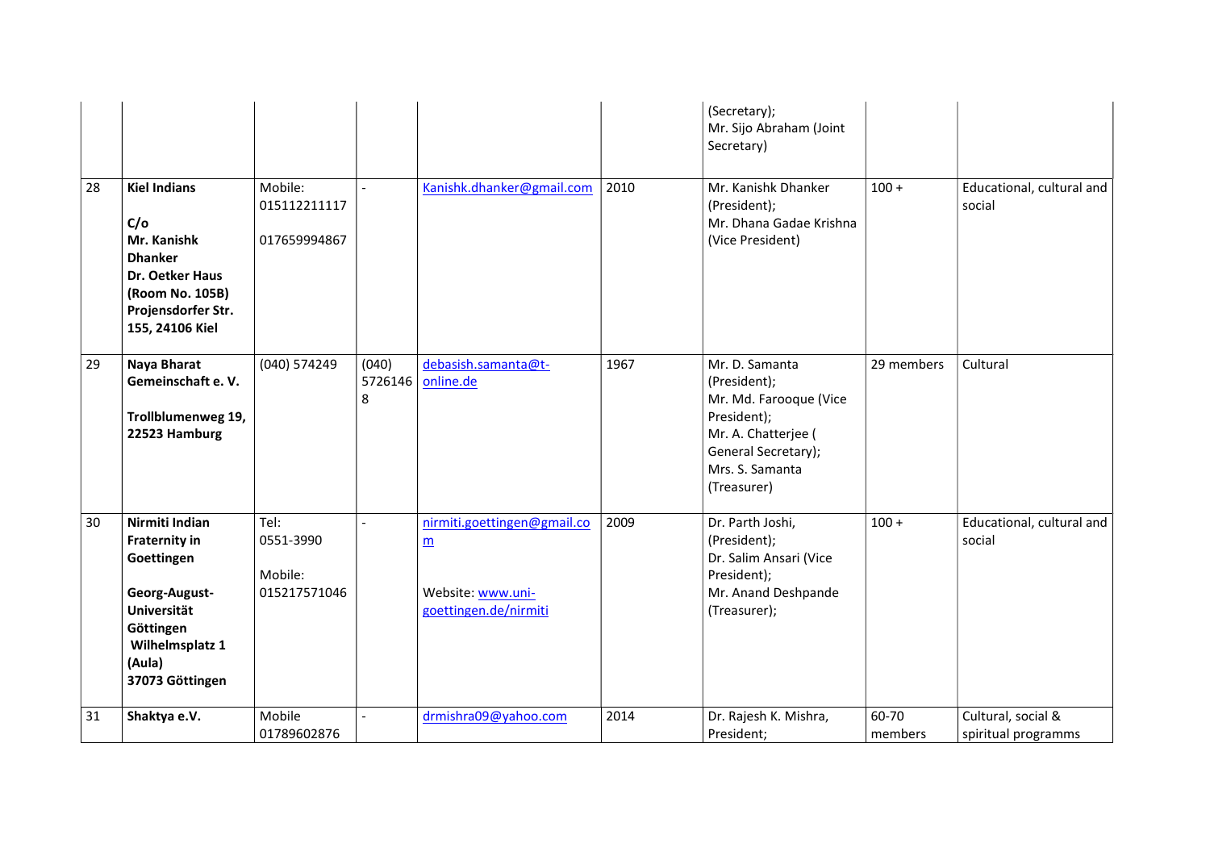| | | | | | | | | |
|---|---|---|---|---|---|---|---|---|
| | | | | | | (Secretary); Mr. Sijo Abraham (Joint Secretary) | | |
| 28 | **Kiel Indians**<br><br>**C/o Mr. Kanishk Dhanker Dr. Oetker Haus (Room No. 105B) Projensdorfer Str. 155, 24106 Kiel** | Mobile: 015112211117<br><br>017659994867 | - | Kanishk.dhanker@gmail.com | 2010 | Mr. Kanishk Dhanker (President); Mr. Dhana Gadae Krishna (Vice President) | 100 + | Educational, cultural and social |
| 29 | **Naya Bharat Gemeinschaft e. V.**<br><br>**Trollblumenweg 19, 22523 Hamburg** | (040) 574249 | (040) 57261468 | debasish.samanta@t-online.de | 1967 | Mr. D. Samanta (President); Mr. Md. Farooque (Vice President); Mr. A. Chatterjee ( General Secretary); Mrs. S. Samanta (Treasurer) | 29 members | Cultural |
| 30 | **Nirmiti Indian Fraternity in Goettingen**<br><br>**Georg-August-Universität Göttingen Wilhelmsplatz 1 (Aula) 37073 Göttingen** | Tel: 0551-3990<br><br>Mobile: 015217571046 | - | nirmiti.goettingen@gmail.com<br><br>Website: www.uni-goettingen.de/nirmiti | 2009 | Dr. Parth Joshi, (President); Dr. Salim Ansari (Vice President); Mr. Anand Deshpande (Treasurer); | 100 + | Educational, cultural and social |
| 31 | **Shaktya e.V.** | Mobile 01789602876 | - | drmishra09@yahoo.com | 2014 | Dr. Rajesh K. Mishra, President; | 60-70 members | Cultural, social & spiritual programms |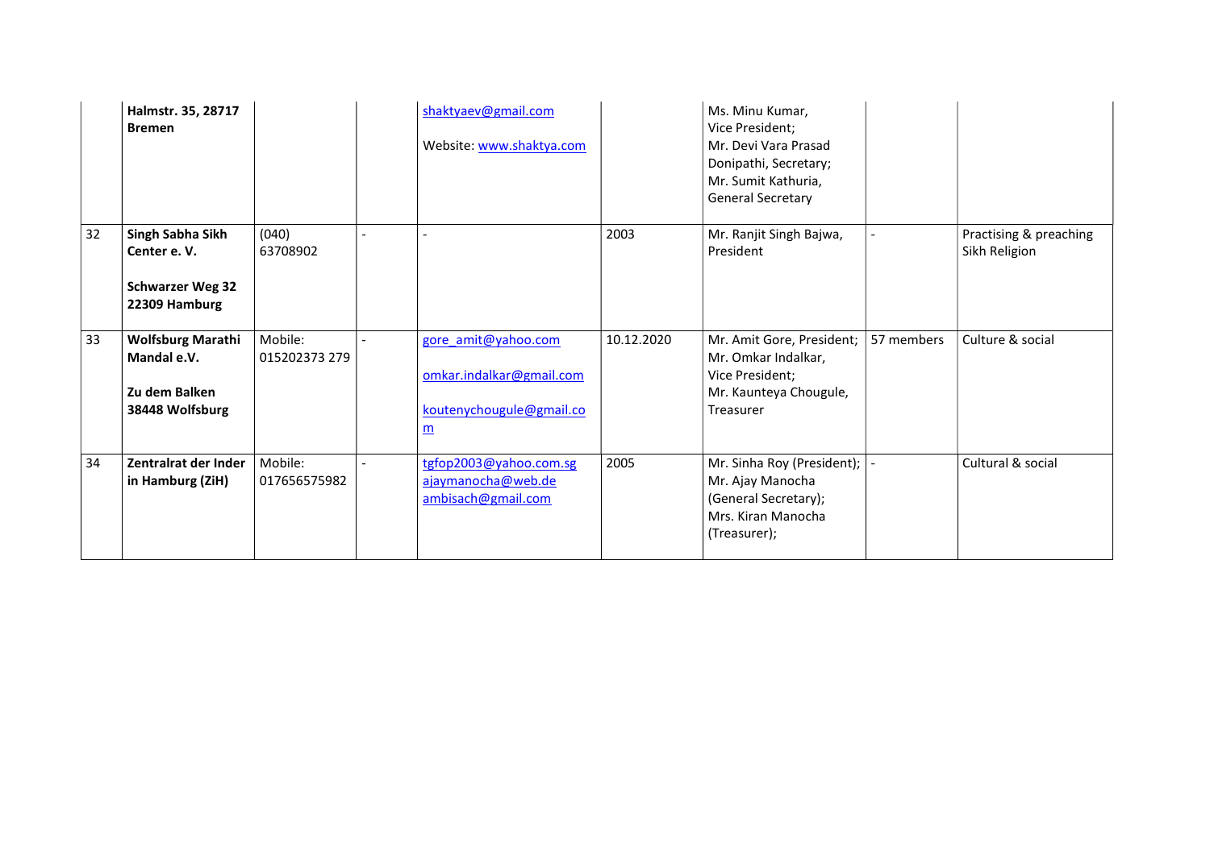| | | | | | | | | |
|---|---|---|---|---|---|---|---|---|
| | **Halmstr. 35, 28717 Bremen** | | | shaktyaev@gmail.com<br><br>Website: www.shaktya.com | | Ms. Minu Kumar, Vice President; Mr. Devi Vara Prasad Donipathi, Secretary; Mr. Sumit Kathuria, General Secretary | | |
| 32 | **Singh Sabha Sikh Center e. V.**<br><br>**Schwarzer Weg 32 22309 Hamburg** | (040) 63708902 | - | - | 2003 | Mr. Ranjit Singh Bajwa, President | - | Practising & preaching Sikh Religion |
| 33 | **Wolfsburg Marathi Mandal e.V.**<br><br>**Zu dem Balken 38448 Wolfsburg** | Mobile: 015202373 279 | - | gore_amit@yahoo.com<br><br>omkar.indalkar@gmail.com<br><br>koutenychougule@gmail.com | 10.12.2020 | Mr. Amit Gore, President; Mr. Omkar Indalkar, Vice President; Mr. Kaunteya Chougule, Treasurer | 57 members | Culture & social |
| 34 | **Zentralrat der Inder in Hamburg (ZiH)** | Mobile: 017656575982 | - | tgfop2003@yahoo.com.sg<br>ajaymanocha@web.de<br>ambisach@gmail.com | 2005 | Mr. Sinha Roy (President); Mr. Ajay Manocha (General Secretary); Mrs. Kiran Manocha (Treasurer); | - | Cultural & social |